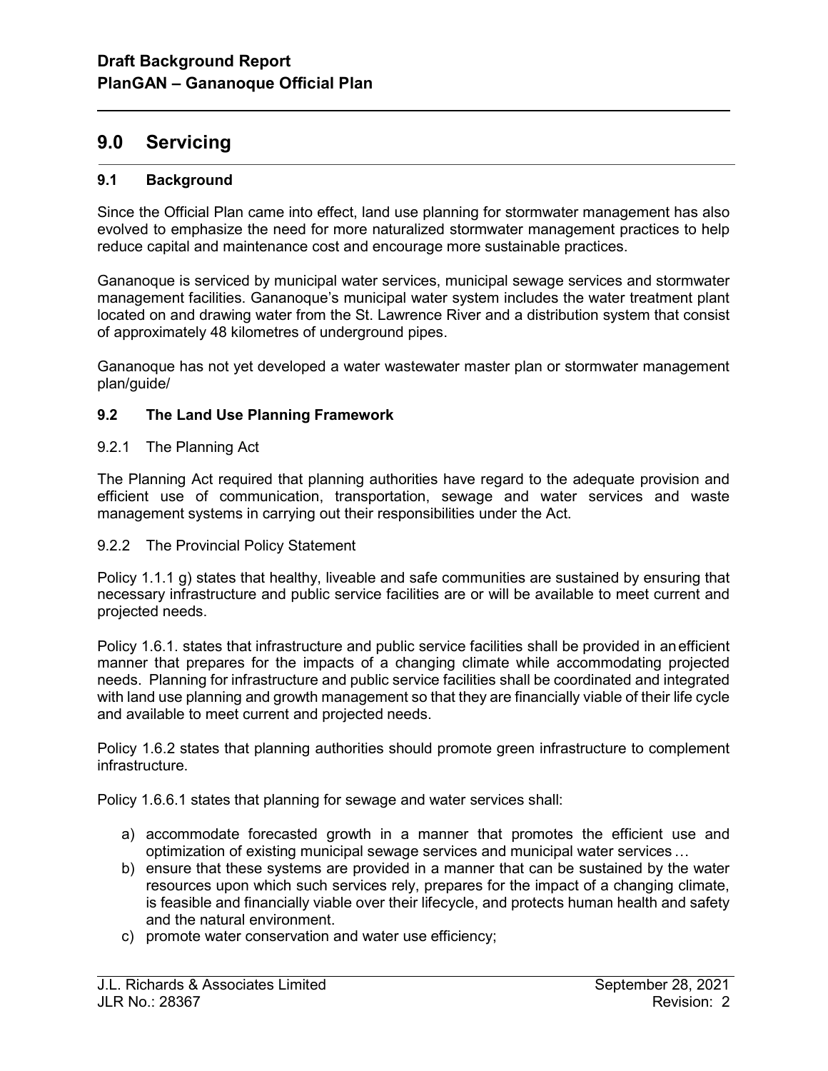## 9.0 Servicing

### 9.1 Background

Since the Official Plan came into effect, land use planning for stormwater management has also evolved to emphasize the need for more naturalized stormwater management practices to help reduce capital and maintenance cost and encourage more sustainable practices.

Gananoque is serviced by municipal water services, municipal sewage services and stormwater management facilities. Gananoque's municipal water system includes the water treatment plant located on and drawing water from the St. Lawrence River and a distribution system that consist of approximately 48 kilometres of underground pipes.

Gananoque has not yet developed a water wastewater master plan or stormwater management plan/guide/

### 9.2 The Land Use Planning Framework

9.2.1 The Planning Act

The Planning Act required that planning authorities have regard to the adequate provision and efficient use of communication, transportation, sewage and water services and waste management systems in carrying out their responsibilities under the Act.

9.2.2 The Provincial Policy Statement

Policy 1.1.1 g) states that healthy, liveable and safe communities are sustained by ensuring that necessary infrastructure and public service facilities are or will be available to meet current and projected needs.

Policy 1.6.1. states that infrastructure and public service facilities shall be provided in an efficient manner that prepares for the impacts of a changing climate while accommodating projected needs. Planning for infrastructure and public service facilities shall be coordinated and integrated with land use planning and growth management so that they are financially viable of their life cycle and available to meet current and projected needs.

Policy 1.6.2 states that planning authorities should promote green infrastructure to complement infrastructure.

Policy 1.6.6.1 states that planning for sewage and water services shall:

a) accommodate forecasted growth in a manner that promotes the efficient use and optimization of existing municipal sewage services and municipal water services …
b) ensure that these systems are provided in a manner that can be sustained by the water resources upon which such services rely, prepares for the impact of a changing climate, is feasible and financially viable over their lifecycle, and protects human health and safety and the natural environment.
c) promote water conservation and water use efficiency;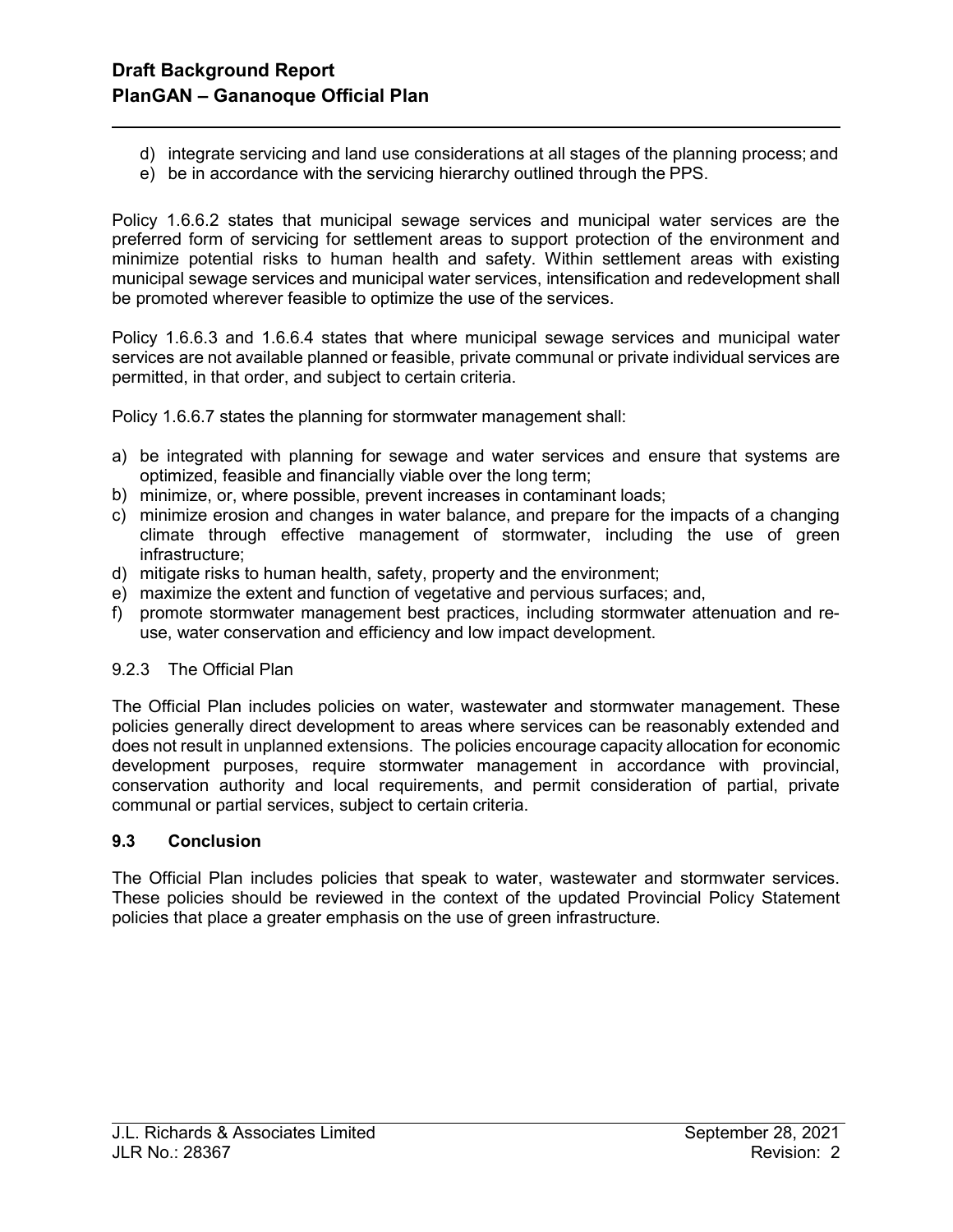d) integrate servicing and land use considerations at all stages of the planning process; and
e) be in accordance with the servicing hierarchy outlined through the PPS.

Policy 1.6.6.2 states that municipal sewage services and municipal water services are the preferred form of servicing for settlement areas to support protection of the environment and minimize potential risks to human health and safety. Within settlement areas with existing municipal sewage services and municipal water services, intensification and redevelopment shall be promoted wherever feasible to optimize the use of the services.

Policy 1.6.6.3 and 1.6.6.4 states that where municipal sewage services and municipal water services are not available planned or feasible, private communal or private individual services are permitted, in that order, and subject to certain criteria.

Policy 1.6.6.7 states the planning for stormwater management shall:

a) be integrated with planning for sewage and water services and ensure that systems are optimized, feasible and financially viable over the long term;
b) minimize, or, where possible, prevent increases in contaminant loads;
c) minimize erosion and changes in water balance, and prepare for the impacts of a changing climate through effective management of stormwater, including the use of green infrastructure;
d) mitigate risks to human health, safety, property and the environment;
e) maximize the extent and function of vegetative and pervious surfaces; and,
f) promote stormwater management best practices, including stormwater attenuation and re-use, water conservation and efficiency and low impact development.

### 9.2.3 The Official Plan

The Official Plan includes policies on water, wastewater and stormwater management. These policies generally direct development to areas where services can be reasonably extended and does not result in unplanned extensions. The policies encourage capacity allocation for economic development purposes, require stormwater management in accordance with provincial, conservation authority and local requirements, and permit consideration of partial, private communal or partial services, subject to certain criteria.

## 9.3 Conclusion

The Official Plan includes policies that speak to water, wastewater and stormwater services. These policies should be reviewed in the context of the updated Provincial Policy Statement policies that place a greater emphasis on the use of green infrastructure.